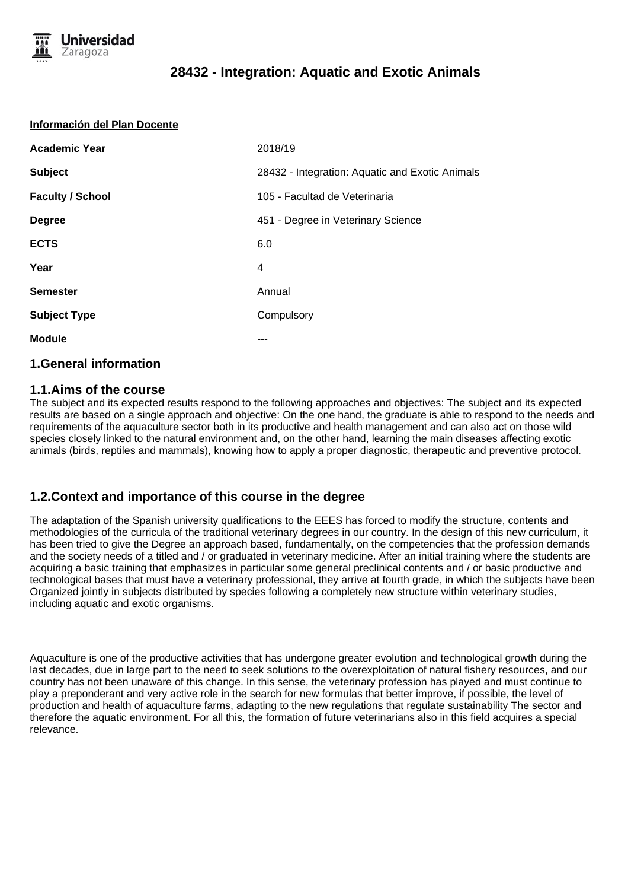# 28432 - Integration: Aquatic and Exotic Animals

**Información del Plan Docente**

| | |
|---|---|
| **Academic Year** | 2018/19 |
| **Subject** | 28432 - Integration: Aquatic and Exotic Animals |
| **Faculty / School** | 105 - Facultad de Veterinaria |
| **Degree** | 451 - Degree in Veterinary Science |
| **ECTS** | 6.0 |
| **Year** | 4 |
| **Semester** | Annual |
| **Subject Type** | Compulsory |
| **Module** | --- |

## 1.General information

### 1.1.Aims of the course

The subject and its expected results respond to the following approaches and objectives: The subject and its expected results are based on a single approach and objective: On the one hand, the graduate is able to respond to the needs and requirements of the aquaculture sector both in its productive and health management and can also act on those wild species closely linked to the natural environment and, on the other hand, learning the main diseases affecting exotic animals (birds, reptiles and mammals), knowing how to apply a proper diagnostic, therapeutic and preventive protocol.

### 1.2.Context and importance of this course in the degree

The adaptation of the Spanish university qualifications to the EEES has forced to modify the structure, contents and methodologies of the curricula of the traditional veterinary degrees in our country. In the design of this new curriculum, it has been tried to give the Degree an approach based, fundamentally, on the competencies that the profession demands and the society needs of a titled and / or graduated in veterinary medicine. After an initial training where the students are acquiring a basic training that emphasizes in particular some general preclinical contents and / or basic productive and technological bases that must have a veterinary professional, they arrive at fourth grade, in which the subjects have been Organized jointly in subjects distributed by species following a completely new structure within veterinary studies, including aquatic and exotic organisms.

Aquaculture is one of the productive activities that has undergone greater evolution and technological growth during the last decades, due in large part to the need to seek solutions to the overexploitation of natural fishery resources, and our country has not been unaware of this change. In this sense, the veterinary profession has played and must continue to play a preponderant and very active role in the search for new formulas that better improve, if possible, the level of production and health of aquaculture farms, adapting to the new regulations that regulate sustainability The sector and therefore the aquatic environment. For all this, the formation of future veterinarians also in this field acquires a special relevance.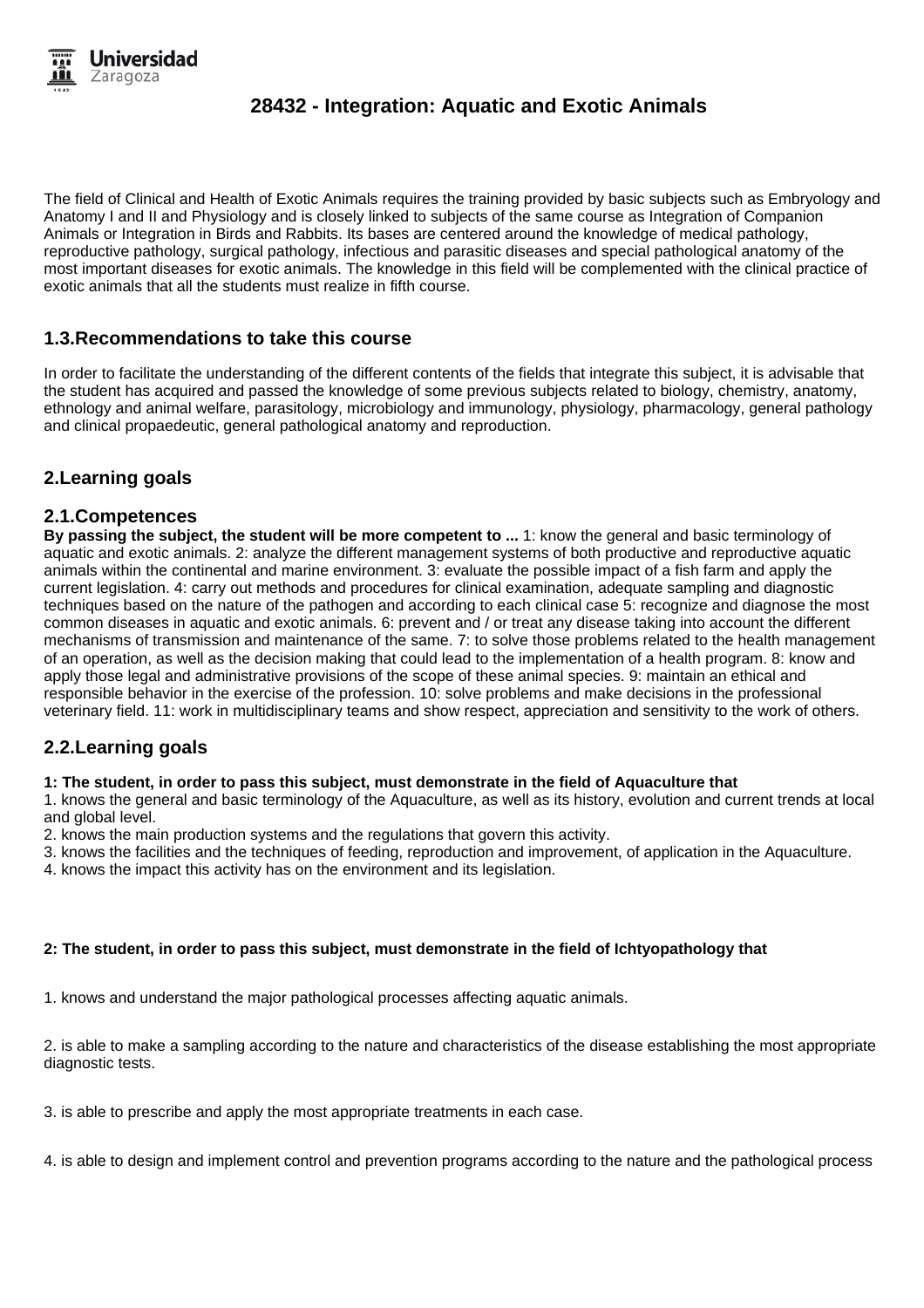# 28432 - Integration: Aquatic and Exotic Animals

The field of Clinical and Health of Exotic Animals requires the training provided by basic subjects such as Embryology and Anatomy I and II and Physiology and is closely linked to subjects of the same course as Integration of Companion Animals or Integration in Birds and Rabbits. Its bases are centered around the knowledge of medical pathology, reproductive pathology, surgical pathology, infectious and parasitic diseases and special pathological anatomy of the most important diseases for exotic animals. The knowledge in this field will be complemented with the clinical practice of exotic animals that all the students must realize in fifth course.

## 1.3.Recommendations to take this course

In order to facilitate the understanding of the different contents of the fields that integrate this subject, it is advisable that the student has acquired and passed the knowledge of some previous subjects related to biology, chemistry, anatomy, ethnology and animal welfare, parasitology, microbiology and immunology, physiology, pharmacology, general pathology and clinical propaedeutic, general pathological anatomy and reproduction.

## 2.Learning goals

## 2.1.Competences

**By passing the subject, the student will be more competent to ...** 1: know the general and basic terminology of aquatic and exotic animals. 2: analyze the different management systems of both productive and reproductive aquatic animals within the continental and marine environment. 3: evaluate the possible impact of a fish farm and apply the current legislation. 4: carry out methods and procedures for clinical examination, adequate sampling and diagnostic techniques based on the nature of the pathogen and according to each clinical case 5: recognize and diagnose the most common diseases in aquatic and exotic animals. 6: prevent and / or treat any disease taking into account the different mechanisms of transmission and maintenance of the same. 7: to solve those problems related to the health management of an operation, as well as the decision making that could lead to the implementation of a health program. 8: know and apply those legal and administrative provisions of the scope of these animal species. 9: maintain an ethical and responsible behavior in the exercise of the profession. 10: solve problems and make decisions in the professional veterinary field. 11: work in multidisciplinary teams and show respect, appreciation and sensitivity to the work of others.

## 2.2.Learning goals

**1: The student, in order to pass this subject, must demonstrate in the field of Aquaculture that**

1. knows the general and basic terminology of the Aquaculture, as well as its history, evolution and current trends at local and global level.
2. knows the main production systems and the regulations that govern this activity.
3. knows the facilities and the techniques of feeding, reproduction and improvement, of application in the Aquaculture.
4. knows the impact this activity has on the environment and its legislation.

**2: The student, in order to pass this subject, must demonstrate in the field of Ichtyopathology that**

1. knows and understand the major pathological processes affecting aquatic animals.

2. is able to make a sampling according to the nature and characteristics of the disease establishing the most appropriate diagnostic tests.

3. is able to prescribe and apply the most appropriate treatments in each case.

4. is able to design and implement control and prevention programs according to the nature and the pathological process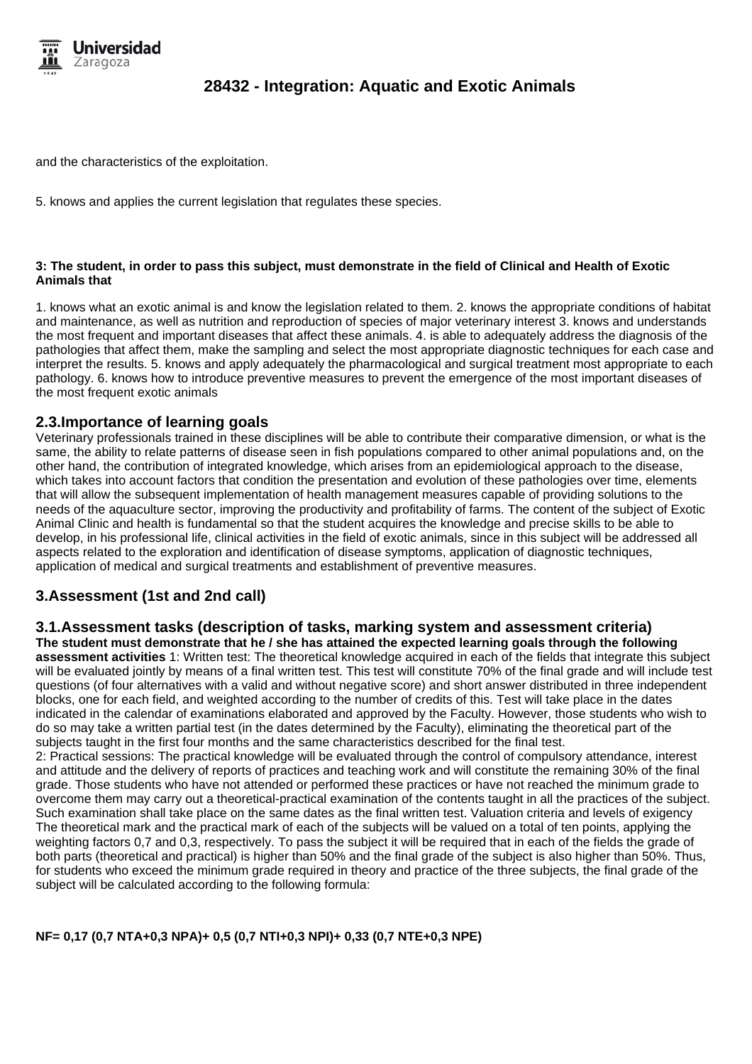and the characteristics of the exploitation.

5. knows and applies the current legislation that regulates these species.

**3: The student, in order to pass this subject, must demonstrate in the field of Clinical and Health of Exotic Animals that**

1. knows what an exotic animal is and know the legislation related to them. 2. knows the appropriate conditions of habitat and maintenance, as well as nutrition and reproduction of species of major veterinary interest 3. knows and understands the most frequent and important diseases that affect these animals. 4. is able to adequately address the diagnosis of the pathologies that affect them, make the sampling and select the most appropriate diagnostic techniques for each case and interpret the results. 5. knows and apply adequately the pharmacological and surgical treatment most appropriate to each pathology. 6. knows how to introduce preventive measures to prevent the emergence of the most important diseases of the most frequent exotic animals

## 2.3.Importance of learning goals

Veterinary professionals trained in these disciplines will be able to contribute their comparative dimension, or what is the same, the ability to relate patterns of disease seen in fish populations compared to other animal populations and, on the other hand, the contribution of integrated knowledge, which arises from an epidemiological approach to the disease, which takes into account factors that condition the presentation and evolution of these pathologies over time, elements that will allow the subsequent implementation of health management measures capable of providing solutions to the needs of the aquaculture sector, improving the productivity and profitability of farms. The content of the subject of Exotic Animal Clinic and health is fundamental so that the student acquires the knowledge and precise skills to be able to develop, in his professional life, clinical activities in the field of exotic animals, since in this subject will be addressed all aspects related to the exploration and identification of disease symptoms, application of diagnostic techniques, application of medical and surgical treatments and establishment of preventive measures.

# 3.Assessment (1st and 2nd call)

## 3.1.Assessment tasks (description of tasks, marking system and assessment criteria)

**The student must demonstrate that he / she has attained the expected learning goals through the following assessment activities** 1: Written test: The theoretical knowledge acquired in each of the fields that integrate this subject will be evaluated jointly by means of a final written test. This test will constitute 70% of the final grade and will include test questions (of four alternatives with a valid and without negative score) and short answer distributed in three independent blocks, one for each field, and weighted according to the number of credits of this. Test will take place in the dates indicated in the calendar of examinations elaborated and approved by the Faculty. However, those students who wish to do so may take a written partial test (in the dates determined by the Faculty), eliminating the theoretical part of the subjects taught in the first four months and the same characteristics described for the final test.

2: Practical sessions: The practical knowledge will be evaluated through the control of compulsory attendance, interest and attitude and the delivery of reports of practices and teaching work and will constitute the remaining 30% of the final grade. Those students who have not attended or performed these practices or have not reached the minimum grade to overcome them may carry out a theoretical-practical examination of the contents taught in all the practices of the subject. Such examination shall take place on the same dates as the final written test. Valuation criteria and levels of exigency The theoretical mark and the practical mark of each of the subjects will be valued on a total of ten points, applying the weighting factors 0,7 and 0,3, respectively. To pass the subject it will be required that in each of the fields the grade of both parts (theoretical and practical) is higher than 50% and the final grade of the subject is also higher than 50%. Thus, for students who exceed the minimum grade required in theory and practice of the three subjects, the final grade of the subject will be calculated according to the following formula:

**NF= 0,17 (0,7 NTA+0,3 NPA)+ 0,5 (0,7 NTI+0,3 NPI)+ 0,33 (0,7 NTE+0,3 NPE)**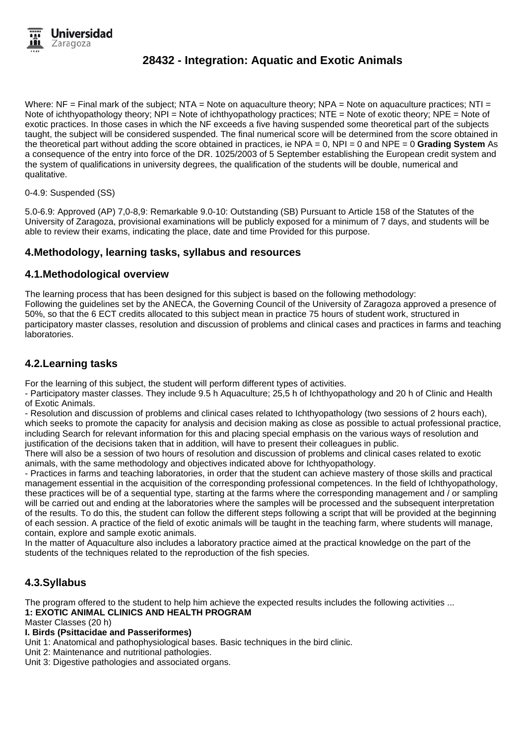# 28432 - Integration: Aquatic and Exotic Animals

Where: NF = Final mark of the subject; NTA = Note on aquaculture theory; NPA = Note on aquaculture practices; NTI = Note of ichthyopathology theory; NPI = Note of ichthyopathology practices; NTE = Note of exotic theory; NPE = Note of exotic practices. In those cases in which the NF exceeds a five having suspended some theoretical part of the subjects taught, the subject will be considered suspended. The final numerical score will be determined from the score obtained in the theoretical part without adding the score obtained in practices, ie NPA = 0, NPI = 0 and NPE = 0 **Grading System** As a consequence of the entry into force of the DR. 1025/2003 of 5 September establishing the European credit system and the system of qualifications in university degrees, the qualification of the students will be double, numerical and qualitative.

0-4.9: Suspended (SS)

5.0-6.9: Approved (AP) 7,0-8,9: Remarkable 9.0-10: Outstanding (SB) Pursuant to Article 158 of the Statutes of the University of Zaragoza, provisional examinations will be publicly exposed for a minimum of 7 days, and students will be able to review their exams, indicating the place, date and time Provided for this purpose.

## 4.Methodology, learning tasks, syllabus and resources

### 4.1.Methodological overview

The learning process that has been designed for this subject is based on the following methodology:
Following the guidelines set by the ANECA, the Governing Council of the University of Zaragoza approved a presence of 50%, so that the 6 ECT credits allocated to this subject mean in practice 75 hours of student work, structured in participatory master classes, resolution and discussion of problems and clinical cases and practices in farms and teaching laboratories.

### 4.2.Learning tasks

For the learning of this subject, the student will perform different types of activities.
- Participatory master classes. They include 9.5 h Aquaculture; 25,5 h of Ichthyopathology and 20 h of Clinic and Health of Exotic Animals.
- Resolution and discussion of problems and clinical cases related to Ichthyopathology (two sessions of 2 hours each), which seeks to promote the capacity for analysis and decision making as close as possible to actual professional practice, including Search for relevant information for this and placing special emphasis on the various ways of resolution and justification of the decisions taken that in addition, will have to present their colleagues in public.
There will also be a session of two hours of resolution and discussion of problems and clinical cases related to exotic animals, with the same methodology and objectives indicated above for Ichthyopathology.
- Practices in farms and teaching laboratories, in order that the student can achieve mastery of those skills and practical management essential in the acquisition of the corresponding professional competences. In the field of Ichthyopathology, these practices will be of a sequential type, starting at the farms where the corresponding management and / or sampling will be carried out and ending at the laboratories where the samples will be processed and the subsequent interpretation of the results. To do this, the student can follow the different steps following a script that will be provided at the beginning of each session. A practice of the field of exotic animals will be taught in the teaching farm, where students will manage, contain, explore and sample exotic animals.
In the matter of Aquaculture also includes a laboratory practice aimed at the practical knowledge on the part of the students of the techniques related to the reproduction of the fish species.

### 4.3.Syllabus

The program offered to the student to help him achieve the expected results includes the following activities ...
**1: EXOTIC ANIMAL CLINICS AND HEALTH PROGRAM**
Master Classes (20 h)
**I. Birds (Psittacidae and Passeriformes)**
Unit 1: Anatomical and pathophysiological bases. Basic techniques in the bird clinic.
Unit 2: Maintenance and nutritional pathologies.
Unit 3: Digestive pathologies and associated organs.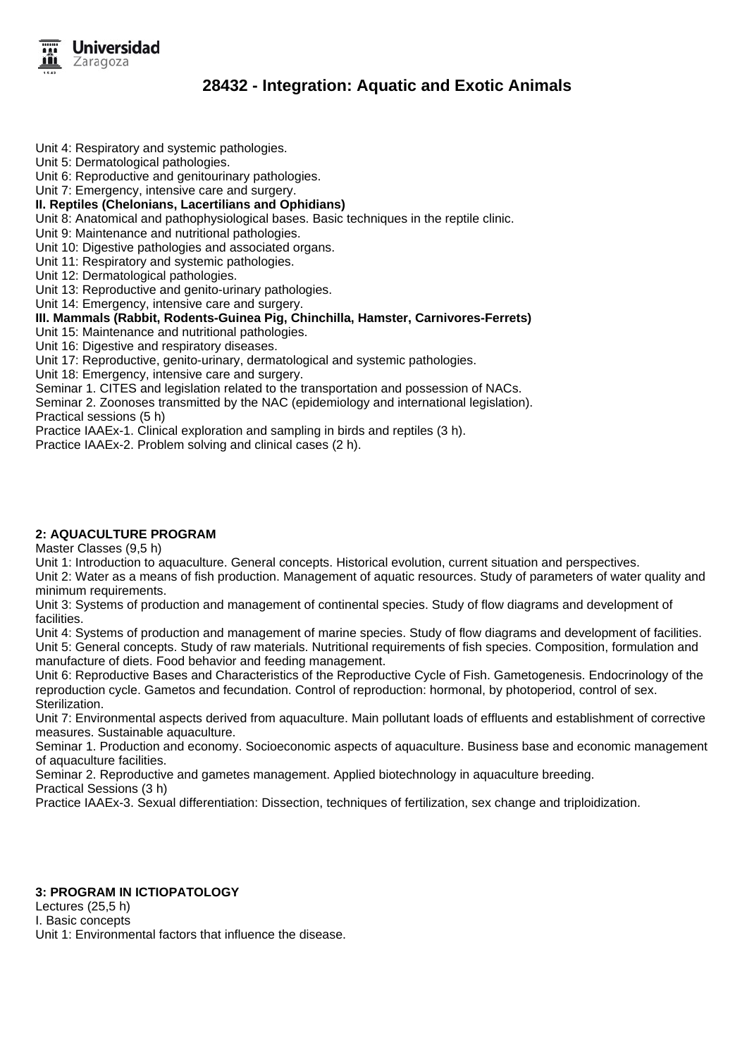Unit 4: Respiratory and systemic pathologies.
Unit 5: Dermatological pathologies.
Unit 6: Reproductive and genitourinary pathologies.
Unit 7: Emergency, intensive care and surgery.
**II. Reptiles (Chelonians, Lacertilians and Ophidians)**
Unit 8: Anatomical and pathophysiological bases. Basic techniques in the reptile clinic.
Unit 9: Maintenance and nutritional pathologies.
Unit 10: Digestive pathologies and associated organs.
Unit 11: Respiratory and systemic pathologies.
Unit 12: Dermatological pathologies.
Unit 13: Reproductive and genito-urinary pathologies.
Unit 14: Emergency, intensive care and surgery.
**III. Mammals (Rabbit, Rodents-Guinea Pig, Chinchilla, Hamster, Carnivores-Ferrets)**
Unit 15: Maintenance and nutritional pathologies.
Unit 16: Digestive and respiratory diseases.
Unit 17: Reproductive, genito-urinary, dermatological and systemic pathologies.
Unit 18: Emergency, intensive care and surgery.
Seminar 1. CITES and legislation related to the transportation and possession of NACs.
Seminar 2. Zoonoses transmitted by the NAC (epidemiology and international legislation).
Practical sessions (5 h)
Practice IAAEx-1. Clinical exploration and sampling in birds and reptiles (3 h).
Practice IAAEx-2. Problem solving and clinical cases (2 h).

**2: AQUACULTURE PROGRAM**
Master Classes (9,5 h)
Unit 1: Introduction to aquaculture. General concepts. Historical evolution, current situation and perspectives.
Unit 2: Water as a means of fish production. Management of aquatic resources. Study of parameters of water quality and minimum requirements.
Unit 3: Systems of production and management of continental species. Study of flow diagrams and development of facilities.
Unit 4: Systems of production and management of marine species. Study of flow diagrams and development of facilities.
Unit 5: General concepts. Study of raw materials. Nutritional requirements of fish species. Composition, formulation and manufacture of diets. Food behavior and feeding management.
Unit 6: Reproductive Bases and Characteristics of the Reproductive Cycle of Fish. Gametogenesis. Endocrinology of the reproduction cycle. Gametos and fecundation. Control of reproduction: hormonal, by photoperiod, control of sex. Sterilization.
Unit 7: Environmental aspects derived from aquaculture. Main pollutant loads of effluents and establishment of corrective measures. Sustainable aquaculture.
Seminar 1. Production and economy. Socioeconomic aspects of aquaculture. Business base and economic management of aquaculture facilities.
Seminar 2. Reproductive and gametes management. Applied biotechnology in aquaculture breeding.
Practical Sessions (3 h)
Practice IAAEx-3. Sexual differentiation: Dissection, techniques of fertilization, sex change and triploidization.

**3: PROGRAM IN ICTIOPATOLOGY**
Lectures (25,5 h)
I. Basic concepts
Unit 1: Environmental factors that influence the disease.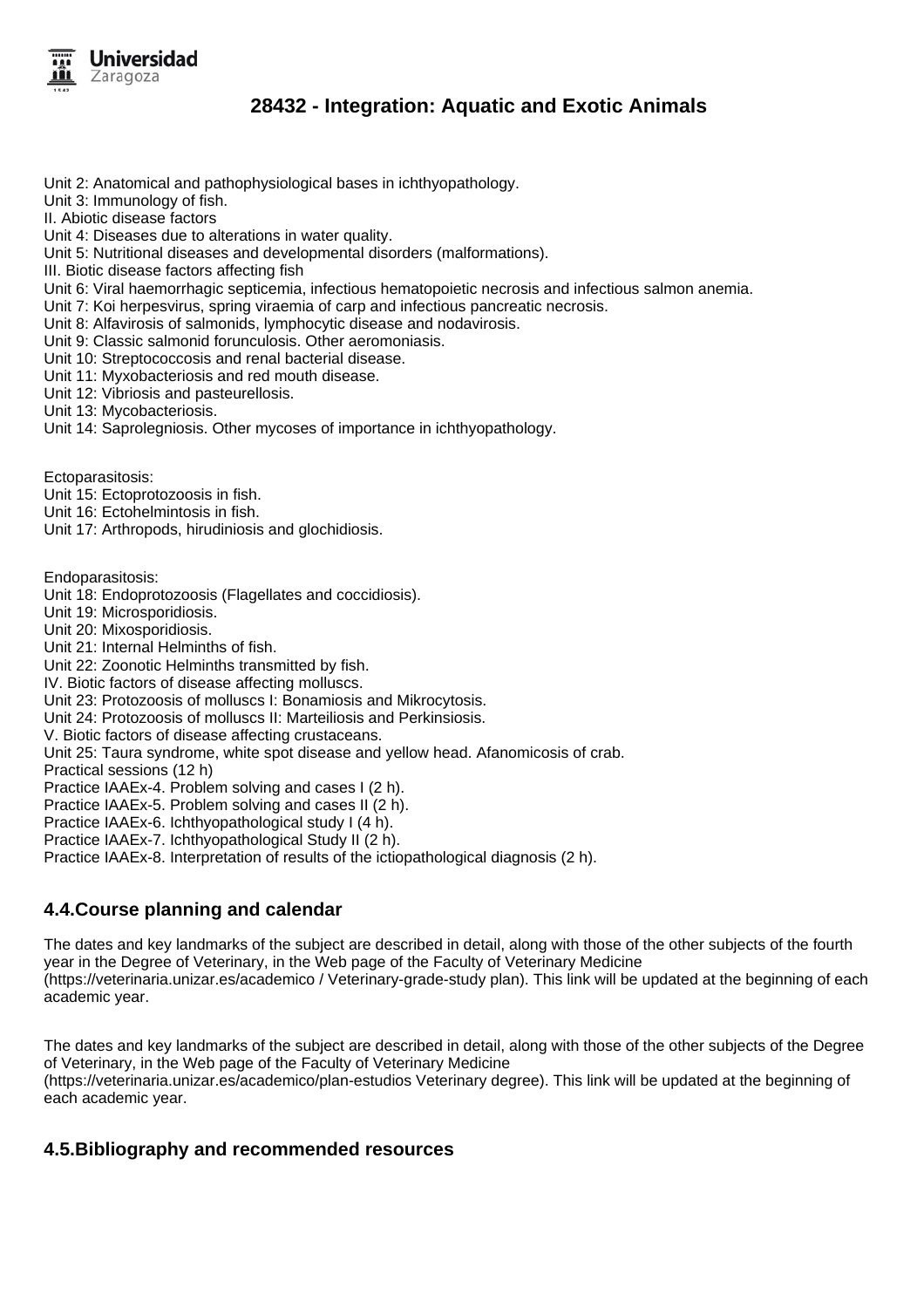Unit 2: Anatomical and pathophysiological bases in ichthyopathology.
Unit 3: Immunology of fish.
II. Abiotic disease factors
Unit 4: Diseases due to alterations in water quality.
Unit 5: Nutritional diseases and developmental disorders (malformations).
III. Biotic disease factors affecting fish
Unit 6: Viral haemorrhagic septicemia, infectious hematopoietic necrosis and infectious salmon anemia.
Unit 7: Koi herpesvirus, spring viraemia of carp and infectious pancreatic necrosis.
Unit 8: Alfavirosis of salmonids, lymphocytic disease and nodavirosis.
Unit 9: Classic salmonid forunculosis. Other aeromoniasis.
Unit 10: Streptococcosis and renal bacterial disease.
Unit 11: Myxobacteriosis and red mouth disease.
Unit 12: Vibriosis and pasteurellosis.
Unit 13: Mycobacteriosis.
Unit 14: Saprolegniosis. Other mycoses of importance in ichthyopathology.

Ectoparasitosis:
Unit 15: Ectoprotozoosis in fish.
Unit 16: Ectohelmintosis in fish.
Unit 17: Arthropods, hirudiniosis and glochidiosis.

Endoparasitosis:
Unit 18: Endoprotozoosis (Flagellates and coccidiosis).
Unit 19: Microsporidiosis.
Unit 20: Mixosporidiosis.
Unit 21: Internal Helminths of fish.
Unit 22: Zoonotic Helminths transmitted by fish.
IV. Biotic factors of disease affecting molluscs.
Unit 23: Protozoosis of molluscs I: Bonamiosis and Mikrocytosis.
Unit 24: Protozoosis of molluscs II: Marteiliosis and Perkinsiosis.
V. Biotic factors of disease affecting crustaceans.
Unit 25: Taura syndrome, white spot disease and yellow head. Afanomicosis of crab.
Practical sessions (12 h)
Practice IAAEx-4. Problem solving and cases I (2 h).
Practice IAAEx-5. Problem solving and cases II (2 h).
Practice IAAEx-6. Ichthyopathological study I (4 h).
Practice IAAEx-7. Ichthyopathological Study II (2 h).
Practice IAAEx-8. Interpretation of results of the ictiopathological diagnosis (2 h).

## 4.4.Course planning and calendar

The dates and key landmarks of the subject are described in detail, along with those of the other subjects of the fourth year in the Degree of Veterinary, in the Web page of the Faculty of Veterinary Medicine (https://veterinaria.unizar.es/academico / Veterinary-grade-study plan). This link will be updated at the beginning of each academic year.

The dates and key landmarks of the subject are described in detail, along with those of the other subjects of the Degree of Veterinary, in the Web page of the Faculty of Veterinary Medicine (https://veterinaria.unizar.es/academico/plan-estudios Veterinary degree). This link will be updated at the beginning of each academic year.

## 4.5.Bibliography and recommended resources